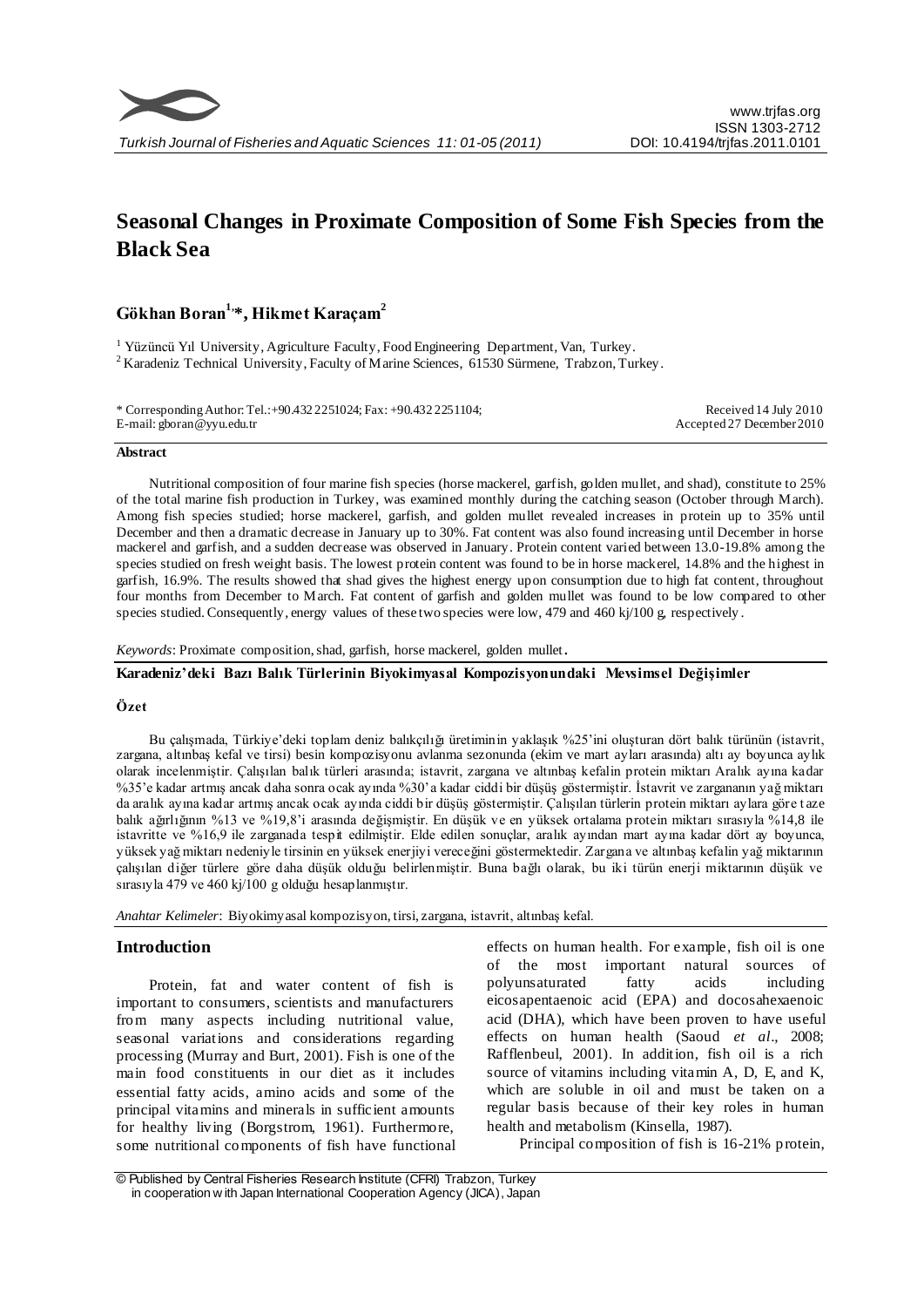# Seasonal Changes in Proximate Composition of Some Fish Species from the Black Sea

## Gökhan Boran[1,*], Hikmet Karaçam[2]

[1] Yüzüncü Yıl University, Agriculture Faculty, Food Engineering Department, Van, Turkey.
[2] Karadeniz Technical University, Faculty of Marine Sciences, 61530 Sürmene, Trabzon, Turkey.

* Corresponding Author: Tel.:+90.432 2251024; Fax: +90.432 2251104;
E-mail: gboran@yyu.edu.tr

Received 14 July 2010
Accepted 27 December 2010

### Abstract

Nutritional composition of four marine fish species (horse mackerel, garfish, golden mullet, and shad), constitute to 25% of the total marine fish production in Turkey, was examined monthly during the catching season (October through March). Among fish species studied; horse mackerel, garfish, and golden mullet revealed increases in protein up to 35% until December and then a dramatic decrease in January up to 30%. Fat content was also found increasing until December in horse mackerel and garfish, and a sudden decrease was observed in January. Protein content varied between 13.0-19.8% among the species studied on fresh weight basis. The lowest protein content was found to be in horse mackerel, 14.8% and the highest in garfish, 16.9%. The results showed that shad gives the highest energy upon consumption due to high fat content, throughout four months from December to March. Fat content of garfish and golden mullet was found to be low compared to other species studied. Consequently, energy values of these two species were low, 479 and 460 kj/100 g, respectively.

*Keywords*: Proximate composition, shad, garfish, horse mackerel, golden mullet.

### Karadeniz'deki Bazı Balık Türlerinin Biyokimyasal Kompozisyonundaki Mevsimsel Değişimler

### Özet

Bu çalışmada, Türkiye'deki toplam deniz balıkçılığı üretiminin yaklaşık %25'ini oluşturan dört balık türünün (istavrit, zargana, altınbaş kefal ve tirsi) besin kompozisyonu avlanma sezonunda (ekim ve mart ayları arasında) altı ay boyunca aylık olarak incelenmiştir. Çalışılan balık türleri arasında; istavrit, zargana ve altınbaş kefalin protein miktarı Aralık ayına kadar %35'e kadar artmış ancak daha sonra ocak ayında %30'a kadar ciddi bir düşüş göstermiştir. İstavrit ve zarganının yağ miktarı da aralık ayına kadar artmış ancak ocak ayında ciddi bir düşüş göstermiştir. Çalışılan türlerin protein miktarı aylara göre taze balık ağırlığının %13 ve %19,8'i arasında değişmiştir. En düşük ve en yüksek ortalama protein miktarı sırasıyla %14,8 ile istavritte ve %16,9 ile zarganada tespit edilmiştir. Elde edilen sonuçlar, aralık ayından mart ayına kadar dört ay boyunca, yüksek yağ miktarı nedeniyle tirsinin en yüksek enerjiyi vereceğini göstermektedir. Zargana ve altınbaş kefalin yağ miktarının çalışılan diğer türlere göre daha düşük olduğu belirlenmiştir. Buna bağlı olarak, bu iki türün enerji miktarının düşük ve sırasıyla 479 ve 460 kj/100 g olduğu hesaplanmıştır.

*Anahtar Kelimeler*: Biyokimyasal kompozisyon, tirsi, zargana, istavrit, altınbaş kefal.

## Introduction

Protein, fat and water content of fish is important to consumers, scientists and manufacturers from many aspects including nutritional value, seasonal variations and considerations regarding processing (Murray and Burt, 2001). Fish is one of the main food constituents in our diet as it includes essential fatty acids, amino acids and some of the principal vitamins and minerals in sufficient amounts for healthy living (Borgstrom, 1961). Furthermore, some nutritional components of fish have functional effects on human health. For example, fish oil is one of the most important natural sources of polyunsaturated fatty acids including eicosapentaenoic acid (EPA) and docosahexaenoic acid (DHA), which have been proven to have useful effects on human health (Saoud *et al*., 2008; Rafflenbeul, 2001). In addition, fish oil is a rich source of vitamins including vitamin A, D, E, and K, which are soluble in oil and must be taken on a regular basis because of their key roles in human health and metabolism (Kinsella, 1987).

Principal composition of fish is 16-21% protein,

© Published by Central Fisheries Research Institute (CFRI) Trabzon, Turkey in cooperation with Japan International Cooperation Agency (JICA), Japan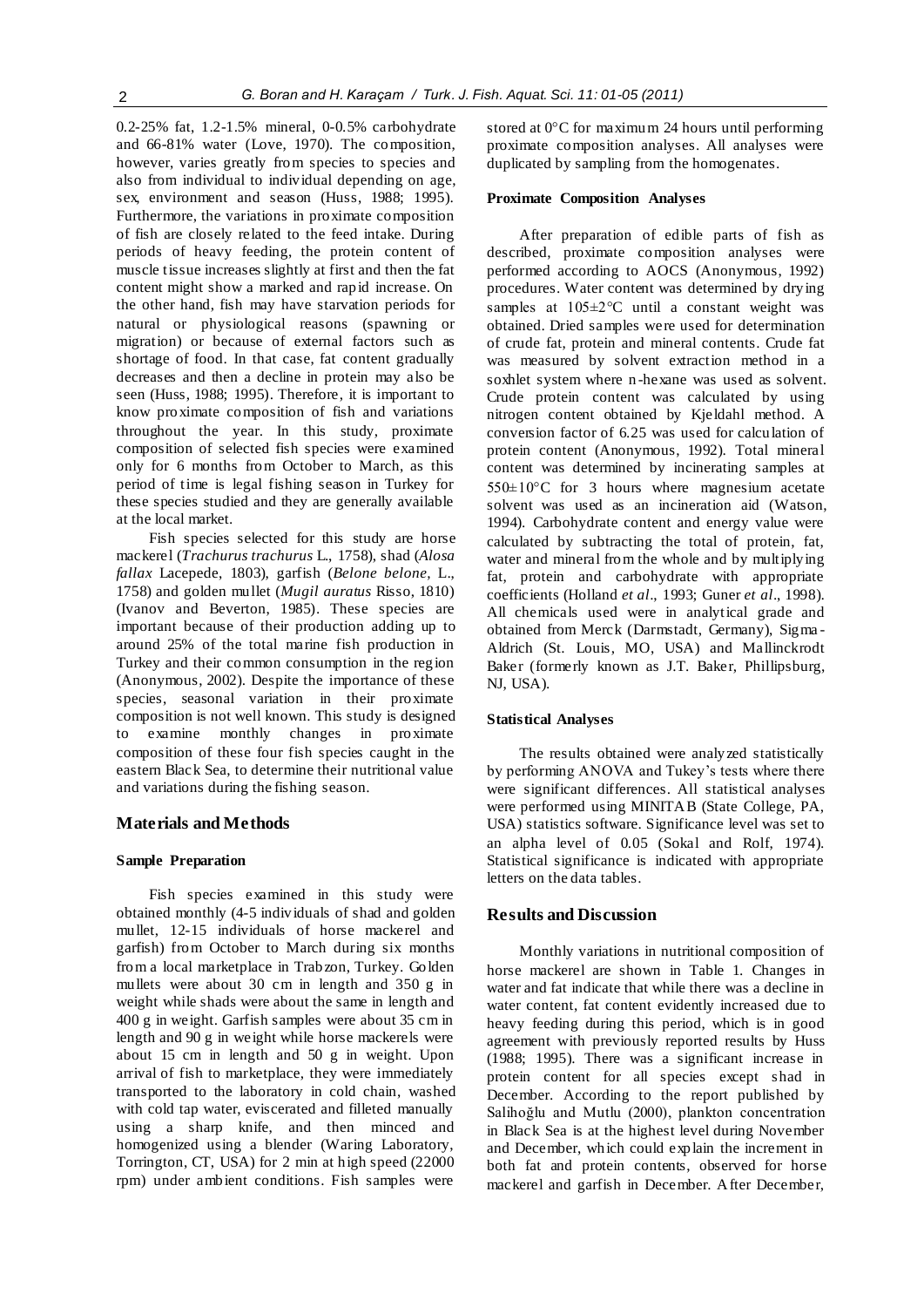0.2-25% fat, 1.2-1.5% mineral, 0-0.5% carbohydrate and 66-81% water (Love, 1970). The composition, however, varies greatly from species to species and also from individual to individual depending on age, sex, environment and season (Huss, 1988; 1995). Furthermore, the variations in proximate composition of fish are closely related to the feed intake. During periods of heavy feeding, the protein content of muscle tissue increases slightly at first and then the fat content might show a marked and rapid increase. On the other hand, fish may have starvation periods for natural or physiological reasons (spawning or migration) or because of external factors such as shortage of food. In that case, fat content gradually decreases and then a decline in protein may also be seen (Huss, 1988; 1995). Therefore, it is important to know proximate composition of fish and variations throughout the year. In this study, proximate composition of selected fish species were examined only for 6 months from October to March, as this period of time is legal fishing season in Turkey for these species studied and they are generally available at the local market.

Fish species selected for this study are horse mackerel (*Trachurus trachurus* L., 1758), shad (*Alosa fallax* Lacepede, 1803), garfish (*Belone belone*, L., 1758) and golden mullet (*Mugil auratus* Risso, 1810) (Ivanov and Beverton, 1985). These species are important because of their production adding up to around 25% of the total marine fish production in Turkey and their common consumption in the region (Anonymous, 2002). Despite the importance of these species, seasonal variation in their proximate composition is not well known. This study is designed to examine monthly changes in proximate composition of these four fish species caught in the eastern Black Sea, to determine their nutritional value and variations during the fishing season.

## Materials and Methods

### Sample Preparation

Fish species examined in this study were obtained monthly (4-5 individuals of shad and golden mullet, 12-15 individuals of horse mackerel and garfish) from October to March during six months from a local marketplace in Trabzon, Turkey. Golden mullets were about 30 cm in length and 350 g in weight while shads were about the same in length and 400 g in weight. Garfish samples were about 35 cm in length and 90 g in weight while horse mackerels were about 15 cm in length and 50 g in weight. Upon arrival of fish to marketplace, they were immediately transported to the laboratory in cold chain, washed with cold tap water, eviscerated and filleted manually using a sharp knife, and then minced and homogenized using a blender (Waring Laboratory, Torrington, CT, USA) for 2 min at high speed (22000 rpm) under ambient conditions. Fish samples were stored at 0°C for maximum 24 hours until performing proximate composition analyses. All analyses were duplicated by sampling from the homogenates.

### Proximate Composition Analyses

After preparation of edible parts of fish as described, proximate composition analyses were performed according to AOCS (Anonymous, 1992) procedures. Water content was determined by drying samples at 105±2°C until a constant weight was obtained. Dried samples were used for determination of crude fat, protein and mineral contents. Crude fat was measured by solvent extraction method in a soxhlet system where n-hexane was used as solvent. Crude protein content was calculated by using nitrogen content obtained by Kjeldahl method. A conversion factor of 6.25 was used for calculation of protein content (Anonymous, 1992). Total mineral content was determined by incinerating samples at 550±10°C for 3 hours where magnesium acetate solvent was used as an incineration aid (Watson, 1994). Carbohydrate content and energy value were calculated by subtracting the total of protein, fat, water and mineral from the whole and by multiplying fat, protein and carbohydrate with appropriate coefficients (Holland *et al*., 1993; Guner *et al*., 1998). All chemicals used were in analytical grade and obtained from Merck (Darmstadt, Germany), Sigma-Aldrich (St. Louis, MO, USA) and Mallinckrodt Baker (formerly known as J.T. Baker, Phillipsburg, NJ, USA).

### Statistical Analyses

The results obtained were analyzed statistically by performing ANOVA and Tukey's tests where there were significant differences. All statistical analyses were performed using MINITAB (State College, PA, USA) statistics software. Significance level was set to an alpha level of 0.05 (Sokal and Rolf, 1974). Statistical significance is indicated with appropriate letters on the data tables.

## Results and Discussion

Monthly variations in nutritional composition of horse mackerel are shown in Table 1. Changes in water and fat indicate that while there was a decline in water content, fat content evidently increased due to heavy feeding during this period, which is in good agreement with previously reported results by Huss (1988; 1995). There was a significant increase in protein content for all species except shad in December. According to the report published by Salihoğlu and Mutlu (2000), plankton concentration in Black Sea is at the highest level during November and December, which could explain the increment in both fat and protein contents, observed for horse mackerel and garfish in December. After December,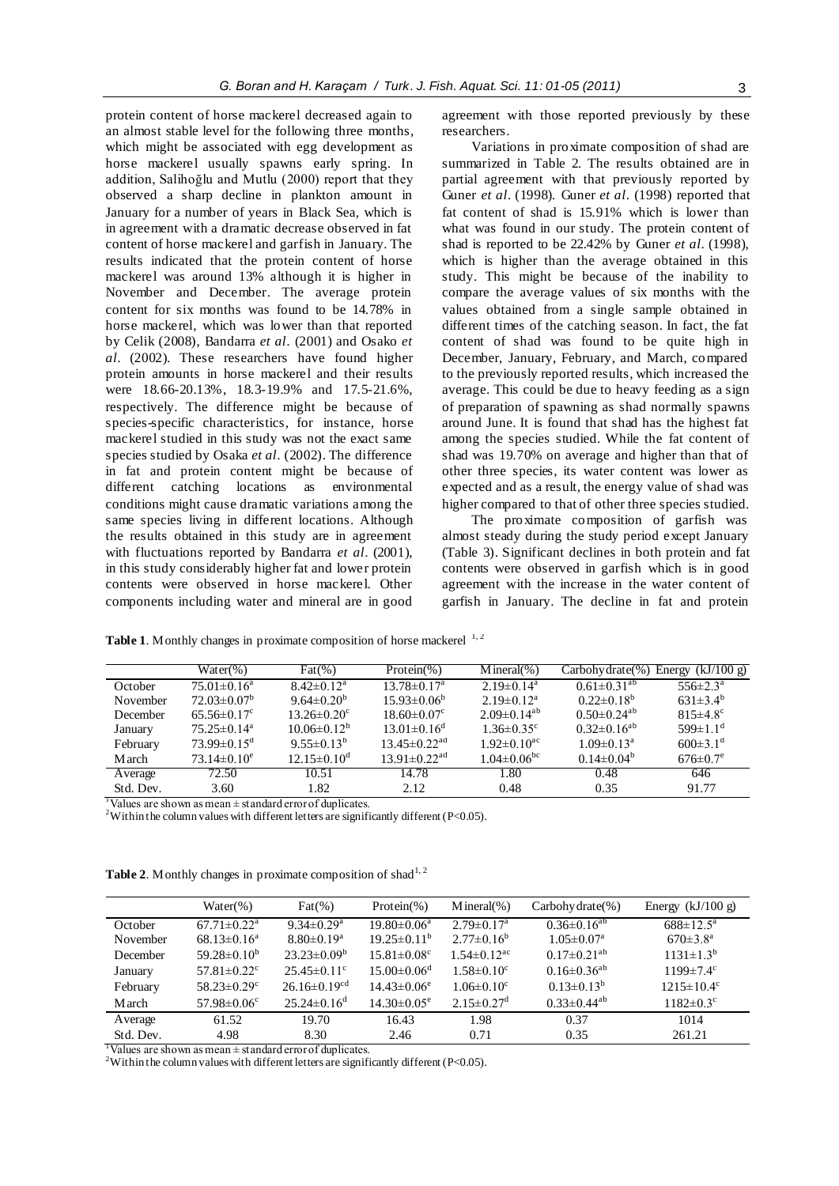protein content of horse mackerel decreased again to an almost stable level for the following three months, which might be associated with egg development as horse mackerel usually spawns early spring. In addition, Salihoğlu and Mutlu (2000) report that they observed a sharp decline in plankton amount in January for a number of years in Black Sea, which is in agreement with a dramatic decrease observed in fat content of horse mackerel and garfish in January. The results indicated that the protein content of horse mackerel was around 13% although it is higher in November and December. The average protein content for six months was found to be 14.78% in horse mackerel, which was lower than that reported by Celik (2008), Bandarra *et al*. (2001) and Osako *et al*. (2002). These researchers have found higher protein amounts in horse mackerel and their results were 18.66-20.13%, 18.3-19.9% and 17.5-21.6%, respectively. The difference might be because of species-specific characteristics, for instance, horse mackerel studied in this study was not the exact same species studied by Osaka *et al*. (2002). The difference in fat and protein content might be because of different catching locations as environmental conditions might cause dramatic variations among the same species living in different locations. Although the results obtained in this study are in agreement with fluctuations reported by Bandarra *et al*. (2001), in this study considerably higher fat and lower protein contents were observed in horse mackerel. Other components including water and mineral are in good agreement with those reported previously by these researchers.

Variations in proximate composition of shad are summarized in Table 2. The results obtained are in partial agreement with that previously reported by Guner *et al*. (1998). Guner *et al*. (1998) reported that fat content of shad is 15.91% which is lower than what was found in our study. The protein content of shad is reported to be 22.42% by Guner *et al*. (1998), which is higher than the average obtained in this study. This might be because of the inability to compare the average values of six months with the values obtained from a single sample obtained in different times of the catching season. In fact, the fat content of shad was found to be quite high in December, January, February, and March, compared to the previously reported results, which increased the average. This could be due to heavy feeding as a sign of preparation of spawning as shad normally spawns around June. It is found that shad has the highest fat among the species studied. While the fat content of shad was 19.70% on average and higher than that of other three species, its water content was lower as expected and as a result, the energy value of shad was higher compared to that of other three species studied.

The proximate composition of garfish was almost steady during the study period except January (Table 3). Significant declines in both protein and fat contents were observed in garfish which is in good agreement with the increase in the water content of garfish in January. The decline in fat and protein

**Table 1**. Monthly changes in proximate composition of horse mackerel [1, 2]

| | Water(%) | Fat(%) | Protein(%) | Mineral(%) | Carbohydrate(%) | Energy (kJ/100 g) |
|---|---|---|---|---|---|---|
| October | 75.01±0.16[a] | 8.42±0.12[a] | 13.78±0.17[a] | 2.19±0.14[a] | 0.61±0.31[ab] | 556±2.3[a] |
| November | 72.03±0.07[b] | 9.64±0.20[b] | 15.93±0.06[b] | 2.19±0.12[a] | 0.22±0.18[b] | 631±3.4[b] |
| December | 65.56±0.17[c] | 13.26±0.20[c] | 18.60±0.07[c] | 2.09±0.14[ab] | 0.50±0.24[ab] | 815±4.8[c] |
| January | 75.25±0.14[a] | 10.06±0.12[b] | 13.01±0.16[d] | 1.36±0.35[c] | 0.32±0.16[ab] | 599±1.1[d] |
| February | 73.99±0.15[d] | 9.55±0.13[b] | 13.45±0.22[ad] | 1.92±0.10[ac] | 1.09±0.13[a] | 600±3.1[d] |
| March | 73.14±0.10[e] | 12.15±0.10[d] | 13.91±0.22[ad] | 1.04±0.06[bc] | 0.14±0.04[b] | 676±0.7[e] |
| Average | 72.50 | 10.51 | 14.78 | 1.80 | 0.48 | 646 |
| Std. Dev. | 3.60 | 1.82 | 2.12 | 0.48 | 0.35 | 91.77 |

[1]Values are shown as mean ± standard error of duplicates.
[2]Within the column values with different letters are significantly different ($P<0.05$).

**Table 2**. Monthly changes in proximate composition of shad [1, 2]

| | Water(%) | Fat(%) | Protein(%) | Mineral(%) | Carbohydrate(%) | Energy (kJ/100 g) |
|---|---|---|---|---|---|---|
| October | 67.71±0.22[a] | 9.34±0.29[a] | 19.80±0.06[a] | 2.79±0.17[a] | 0.36±0.16[ab] | 688±12.5[a] |
| November | 68.13±0.16[a] | 8.80±0.19[a] | 19.25±0.11[b] | 2.77±0.16[b] | 1.05±0.07[a] | 670±3.8[a] |
| December | 59.28±0.10[b] | 23.23±0.09[b] | 15.81±0.08[c] | 1.54±0.12[ac] | 0.17±0.21[ab] | 1131±1.3[b] |
| January | 57.81±0.22[c] | 25.45±0.11[c] | 15.00±0.06[d] | 1.58±0.10[c] | 0.16±0.36[ab] | 1199±7.4[c] |
| February | 58.23±0.29[c] | 26.16±0.19[cd] | 14.43±0.06[e] | 1.06±0.10[c] | 0.13±0.13[b] | 1215±10.4[c] |
| March | 57.98±0.06[c] | 25.24±0.16[d] | 14.30±0.05[e] | 2.15±0.27[d] | 0.33±0.44[ab] | 1182±0.3[c] |
| Average | 61.52 | 19.70 | 16.43 | 1.98 | 0.37 | 1014 |
| Std. Dev. | 4.98 | 8.30 | 2.46 | 0.71 | 0.35 | 261.21 |

[1]Values are shown as mean ± standard error of duplicates.
[2]Within the column values with different letters are significantly different ($P<0.05$).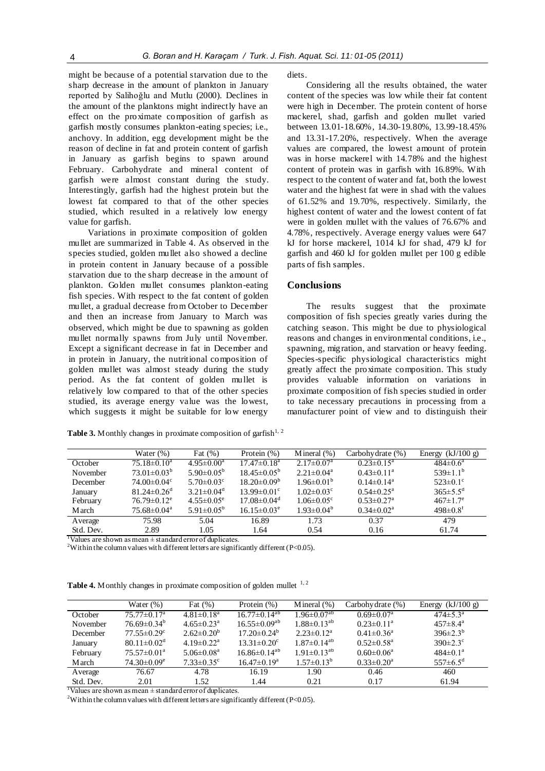might be because of a potential starvation due to the sharp decrease in the amount of plankton in January reported by Salihoğlu and Mutlu (2000). Declines in the amount of the planktons might indirectly have an effect on the proximate composition of garfish as garfish mostly consumes plankton-eating species; i.e., anchovy. In addition, egg development might be the reason of decline in fat and protein content of garfish in January as garfish begins to spawn around February. Carbohydrate and mineral content of garfish were almost constant during the study. Interestingly, garfish had the highest protein but the lowest fat compared to that of the other species studied, which resulted in a relatively low energy value for garfish.

Variations in proximate composition of golden mullet are summarized in Table 4. As observed in the species studied, golden mullet also showed a decline in protein content in January because of a possible starvation due to the sharp decrease in the amount of plankton. Golden mullet consumes plankton-eating fish species. With respect to the fat content of golden mullet, a gradual decrease from October to December and then an increase from January to March was observed, which might be due to spawning as golden mullet normally spawns from July until November. Except a significant decrease in fat in December and in protein in January, the nutritional composition of golden mullet was almost steady during the study period. As the fat content of golden mullet is relatively low compared to that of the other species studied, its average energy value was the lowest, which suggests it might be suitable for low energy diets.

Considering all the results obtained, the water content of the species was low while their fat content were high in December. The protein content of horse mackerel, shad, garfish and golden mullet varied between 13.01-18.60%, 14.30-19.80%, 13.99-18.45% and 13.31-17.20%, respectively. When the average values are compared, the lowest amount of protein was in horse mackerel with 14.78% and the highest content of protein was in garfish with 16.89%. With respect to the content of water and fat, both the lowest water and the highest fat were in shad with the values of 61.52% and 19.70%, respectively. Similarly, the highest content of water and the lowest content of fat were in golden mullet with the values of 76.67% and 4.78%, respectively. Average energy values were 647 kJ for horse mackerel, 1014 kJ for shad, 479 kJ for garfish and 460 kJ for golden mullet per 100 g edible parts of fish samples.

## Conclusions

The results suggest that the proximate composition of fish species greatly varies during the catching season. This might be due to physiological reasons and changes in environmental conditions, i.e., spawning, migration, and starvation or heavy feeding. Species-specific physiological characteristics might greatly affect the proximate composition. This study provides valuable information on variations in proximate composition of fish species studied in order to take necessary precautions in processing from a manufacturer point of view and to distinguish their

**Table 3.** Monthly changes in proximate composition of garfish[1, 2]

| | Water (%) | Fat (%) | Protein (%) | Mineral (%) | Carbohydrate (%) | Energy (kJ/100 g) |
|---|---|---|---|---|---|---|
| October | $75.18 \pm 0.10^{a}$ | $4.95 \pm 0.00^{a}$ | $17.47 \pm 0.18^{a}$ | $2.17 \pm 0.07^{a}$ | $0.23 \pm 0.15^{a}$ | $484 \pm 0.6^{a}$ |
| November | $73.01 \pm 0.03^{b}$ | $5.90 \pm 0.05^{b}$ | $18.45 \pm 0.05^{b}$ | $2.21 \pm 0.04^{a}$ | $0.43 \pm 0.11^{a}$ | $539 \pm 1.1^{b}$ |
| December | $74.00 \pm 0.04^{c}$ | $5.70 \pm 0.03^{c}$ | $18.20 \pm 0.09^{b}$ | $1.96 \pm 0.01^{b}$ | $0.14 \pm 0.14^{a}$ | $523 \pm 0.1^{c}$ |
| January | $81.24 \pm 0.26^{d}$ | $3.21 \pm 0.04^{d}$ | $13.99 \pm 0.01^{c}$ | $1.02 \pm 0.03^{c}$ | $0.54 \pm 0.25^{a}$ | $365 \pm 5.5^{d}$ |
| February | $76.79 \pm 0.12^{e}$ | $4.55 \pm 0.05^{e}$ | $17.08 \pm 0.04^{d}$ | $1.06 \pm 0.05^{c}$ | $0.53 \pm 0.27^{a}$ | $467 \pm 1.7^{e}$ |
| March | $75.68 \pm 0.04^{a}$ | $5.91 \pm 0.05^{b}$ | $16.15 \pm 0.03^{e}$ | $1.93 \pm 0.04^{b}$ | $0.34 \pm 0.02^{a}$ | $498 \pm 0.8^{f}$ |
| Average | 75.98 | 5.04 | 16.89 | 1.73 | 0.37 | 479 |
| Std. Dev. | 2.89 | 1.05 | 1.64 | 0.54 | 0.16 | 61.74 |

[1]Values are shown as mean ± standard error of duplicates.
[2]Within the column values with different letters are significantly different ($P<0.05$).

**Table 4.** Monthly changes in proximate composition of golden mullet [1, 2]

| | Water (%) | Fat (%) | Protein (%) | Mineral (%) | Carbohydrate (%) | Energy (kJ/100 g) |
|---|---|---|---|---|---|---|
| October | $75.77 \pm 0.17^{a}$ | $4.81 \pm 0.18^{a}$ | $16.77 \pm 0.14^{ab}$ | $1.96 \pm 0.07^{ab}$ | $0.69 \pm 0.07^{a}$ | $474 \pm 5.3^{a}$ |
| November | $76.69 \pm 0.34^{b}$ | $4.65 \pm 0.23^{a}$ | $16.55 \pm 0.09^{ab}$ | $1.88 \pm 0.13^{ab}$ | $0.23 \pm 0.11^{a}$ | $457 \pm 8.4^{a}$ |
| December | $77.55 \pm 0.29^{c}$ | $2.62 \pm 0.20^{b}$ | $17.20 \pm 0.24^{b}$ | $2.23 \pm 0.12^{a}$ | $0.41 \pm 0.36^{a}$ | $396 \pm 2.3^{b}$ |
| January | $80.11 \pm 0.02^{d}$ | $4.19 \pm 0.22^{a}$ | $13.31 \pm 0.20^{c}$ | $1.87 \pm 0.14^{ab}$ | $0.52 \pm 0.58^{a}$ | $390 \pm 2.3^{c}$ |
| February | $75.57 \pm 0.01^{a}$ | $5.06 \pm 0.08^{a}$ | $16.86 \pm 0.14^{ab}$ | $1.91 \pm 0.13^{ab}$ | $0.60 \pm 0.06^{a}$ | $484 \pm 0.1^{a}$ |
| March | $74.30 \pm 0.09^{e}$ | $7.33 \pm 0.35^{c}$ | $16.47 \pm 0.19^{a}$ | $1.57 \pm 0.13^{b}$ | $0.33 \pm 0.20^{a}$ | $557 \pm 6.5^{d}$ |
| Average | 76.67 | 4.78 | 16.19 | 1.90 | 0.46 | 460 |
| Std. Dev. | 2.01 | 1.52 | 1.44 | 0.21 | 0.17 | 61.94 |

[1]Values are shown as mean ± standard error of duplicates.
[2]Within the column values with different letters are significantly different ($P<0.05$).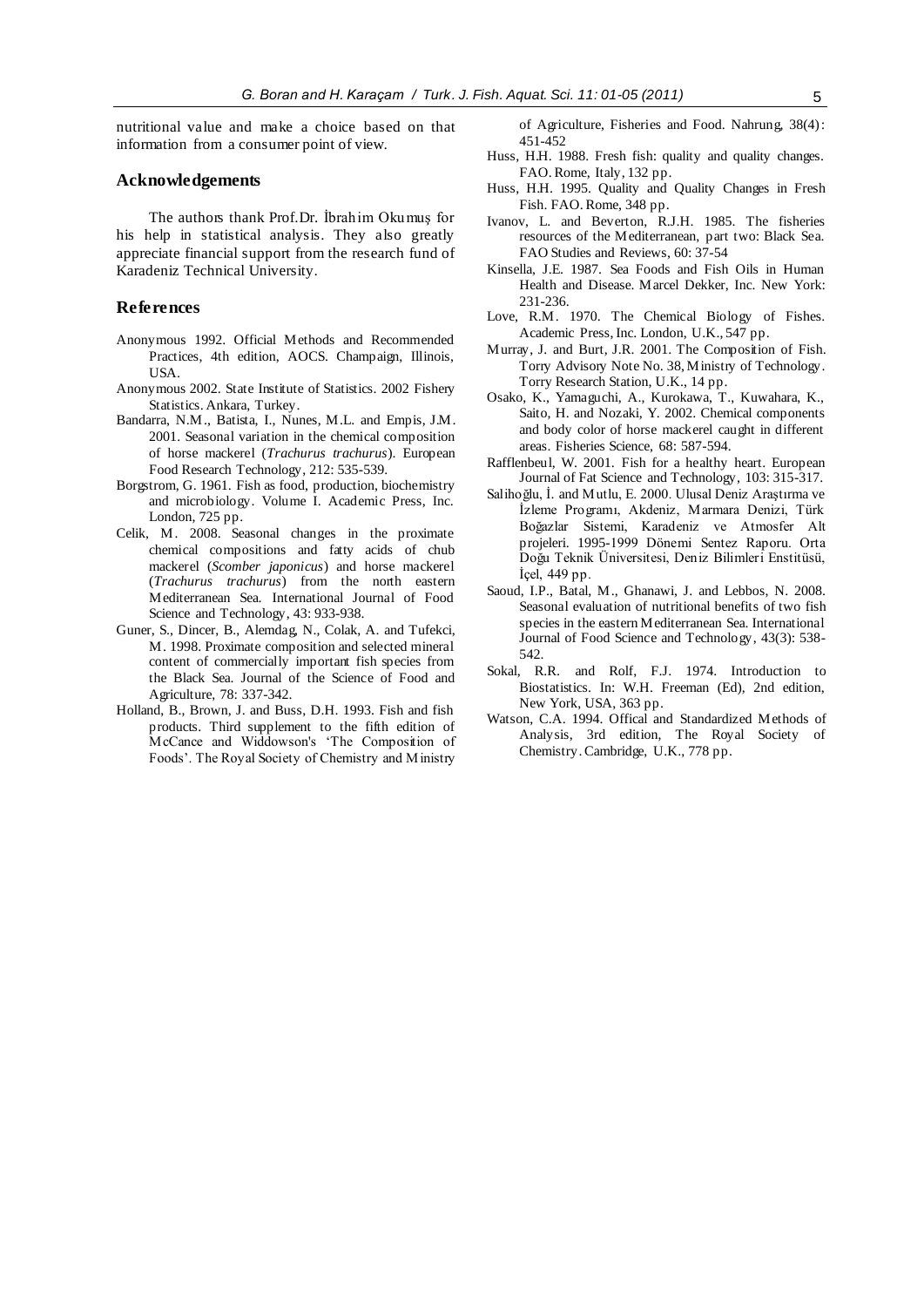nutritional value and make a choice based on that information from a consumer point of view.

## Acknowledgements

The authors thank Prof.Dr. İbrahim Okumuş for his help in statistical analysis. They also greatly appreciate financial support from the research fund of Karadeniz Technical University.

## References

Anonymous 1992. Official Methods and Recommended Practices, 4th edition, AOCS. Champaign, Illinois, USA.

Anonymous 2002. State Institute of Statistics. 2002 Fishery Statistics. Ankara, Turkey.

Bandarra, N.M., Batista, I., Nunes, M.L. and Empis, J.M. 2001. Seasonal variation in the chemical composition of horse mackerel (*Trachurus trachurus*). European Food Research Technology, 212: 535-539.

Borgstrom, G. 1961. Fish as food, production, biochemistry and microbiology. Volume I. Academic Press, Inc. London, 725 pp.

Celik, M. 2008. Seasonal changes in the proximate chemical compositions and fatty acids of chub mackerel (*Scomber japonicus*) and horse mackerel (*Trachurus trachurus*) from the north eastern Mediterranean Sea. International Journal of Food Science and Technology, 43: 933-938.

Guner, S., Dincer, B., Alemdag, N., Colak, A. and Tufekci, M. 1998. Proximate composition and selected mineral content of commercially important fish species from the Black Sea. Journal of the Science of Food and Agriculture, 78: 337-342.

Holland, B., Brown, J. and Buss, D.H. 1993. Fish and fish products. Third supplement to the fifth edition of McCance and Widdowson's 'The Composition of Foods'. The Royal Society of Chemistry and Ministry of Agriculture, Fisheries and Food. Nahrung, 38(4): 451-452

Huss, H.H. 1988. Fresh fish: quality and quality changes. FAO. Rome, Italy, 132 pp.

Huss, H.H. 1995. Quality and Quality Changes in Fresh Fish. FAO. Rome, 348 pp.

Ivanov, L. and Beverton, R.J.H. 1985. The fisheries resources of the Mediterranean, part two: Black Sea. FAO Studies and Reviews, 60: 37-54

Kinsella, J.E. 1987. Sea Foods and Fish Oils in Human Health and Disease. Marcel Dekker, Inc. New York: 231-236.

Love, R.M. 1970. The Chemical Biology of Fishes. Academic Press, Inc. London, U.K., 547 pp.

Murray, J. and Burt, J.R. 2001. The Composition of Fish. Torry Advisory Note No. 38, Ministry of Technology. Torry Research Station, U.K., 14 pp.

Osako, K., Yamaguchi, A., Kurokawa, T., Kuwahara, K., Saito, H. and Nozaki, Y. 2002. Chemical components and body color of horse mackerel caught in different areas. Fisheries Science, 68: 587-594.

Rafflenbeul, W. 2001. Fish for a healthy heart. European Journal of Fat Science and Technology, 103: 315-317.

Salihoğlu, İ. and Mutlu, E. 2000. Ulusal Deniz Araştırma ve İzleme Programı, Akdeniz, Marmara Denizi, Türk Boğazlar Sistemi, Karadeniz ve Atmosfer Alt projeleri. 1995-1999 Dönemi Sentez Raporu. Orta Doğu Teknik Üniversitesi, Deniz Bilimleri Enstitüsü, İçel, 449 pp.

Saoud, I.P., Batal, M., Ghanawi, J. and Lebbos, N. 2008. Seasonal evaluation of nutritional benefits of two fish species in the eastern Mediterranean Sea. International Journal of Food Science and Technology, 43(3): 538-542.

Sokal, R.R. and Rolf, F.J. 1974. Introduction to Biostatistics. In: W.H. Freeman (Ed), 2nd edition, New York, USA, 363 pp.

Watson, C.A. 1994. Offical and Standardized Methods of Analysis, 3rd edition, The Royal Society of Chemistry. Cambridge, U.K., 778 pp.